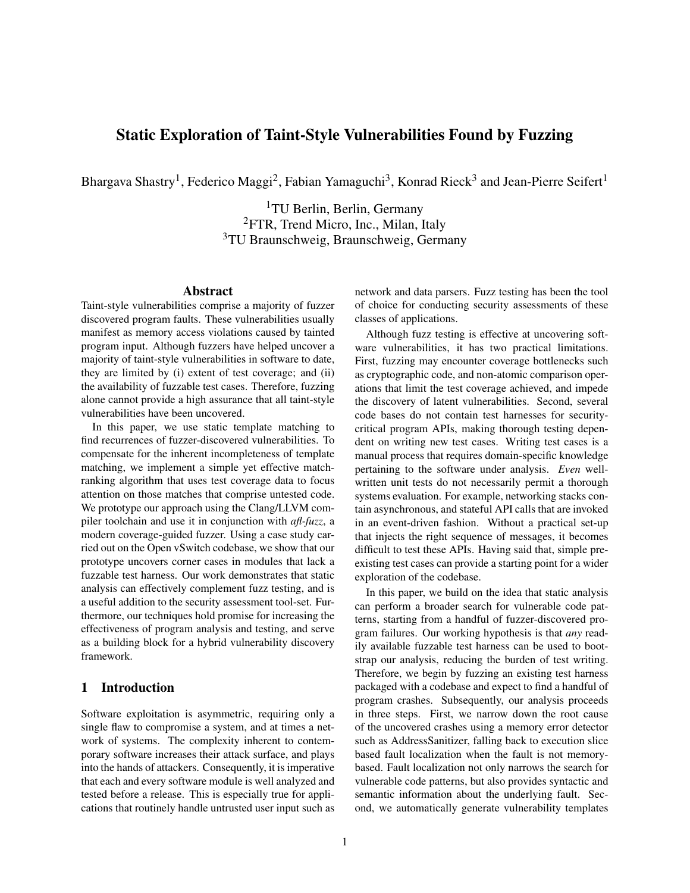# Static Exploration of Taint-Style Vulnerabilities Found by Fuzzing

Bhargava Shastry[1], Federico Maggi[2], Fabian Yamaguchi[3], Konrad Rieck[3] and Jean-Pierre Seifert[1]

[1]TU Berlin, Berlin, Germany
[2]FTR, Trend Micro, Inc., Milan, Italy
[3]TU Braunschweig, Braunschweig, Germany

## Abstract

Taint-style vulnerabilities comprise a majority of fuzzer discovered program faults. These vulnerabilities usually manifest as memory access violations caused by tainted program input. Although fuzzers have helped uncover a majority of taint-style vulnerabilities in software to date, they are limited by (i) extent of test coverage; and (ii) the availability of fuzzable test cases. Therefore, fuzzing alone cannot provide a high assurance that all taint-style vulnerabilities have been uncovered.

In this paper, we use static template matching to find recurrences of fuzzer-discovered vulnerabilities. To compensate for the inherent incompleteness of template matching, we implement a simple yet effective match-ranking algorithm that uses test coverage data to focus attention on those matches that comprise untested code. We prototype our approach using the Clang/LLVM compiler toolchain and use it in conjunction with *afl-fuzz*, a modern coverage-guided fuzzer. Using a case study carried out on the Open vSwitch codebase, we show that our prototype uncovers corner cases in modules that lack a fuzzable test harness. Our work demonstrates that static analysis can effectively complement fuzz testing, and is a useful addition to the security assessment tool-set. Furthermore, our techniques hold promise for increasing the effectiveness of program analysis and testing, and serve as a building block for a hybrid vulnerability discovery framework.

## 1 Introduction

Software exploitation is asymmetric, requiring only a single flaw to compromise a system, and at times a network of systems. The complexity inherent to contemporary software increases their attack surface, and plays into the hands of attackers. Consequently, it is imperative that each and every software module is well analyzed and tested before a release. This is especially true for applications that routinely handle untrusted user input such as network and data parsers. Fuzz testing has been the tool of choice for conducting security assessments of these classes of applications.

Although fuzz testing is effective at uncovering software vulnerabilities, it has two practical limitations. First, fuzzing may encounter coverage bottlenecks such as cryptographic code, and non-atomic comparison operations that limit the test coverage achieved, and impede the discovery of latent vulnerabilities. Second, several code bases do not contain test harnesses for security-critical program APIs, making thorough testing dependent on writing new test cases. Writing test cases is a manual process that requires domain-specific knowledge pertaining to the software under analysis. *Even* well-written unit tests do not necessarily permit a thorough systems evaluation. For example, networking stacks contain asynchronous, and stateful API calls that are invoked in an event-driven fashion. Without a practical set-up that injects the right sequence of messages, it becomes difficult to test these APIs. Having said that, simple pre-existing test cases can provide a starting point for a wider exploration of the codebase.

In this paper, we build on the idea that static analysis can perform a broader search for vulnerable code patterns, starting from a handful of fuzzer-discovered program failures. Our working hypothesis is that *any* readily available fuzzable test harness can be used to bootstrap our analysis, reducing the burden of test writing. Therefore, we begin by fuzzing an existing test harness packaged with a codebase and expect to find a handful of program crashes. Subsequently, our analysis proceeds in three steps. First, we narrow down the root cause of the uncovered crashes using a memory error detector such as AddressSanitizer, falling back to execution slice based fault localization when the fault is not memory-based. Fault localization not only narrows the search for vulnerable code patterns, but also provides syntactic and semantic information about the underlying fault. Second, we automatically generate vulnerability templates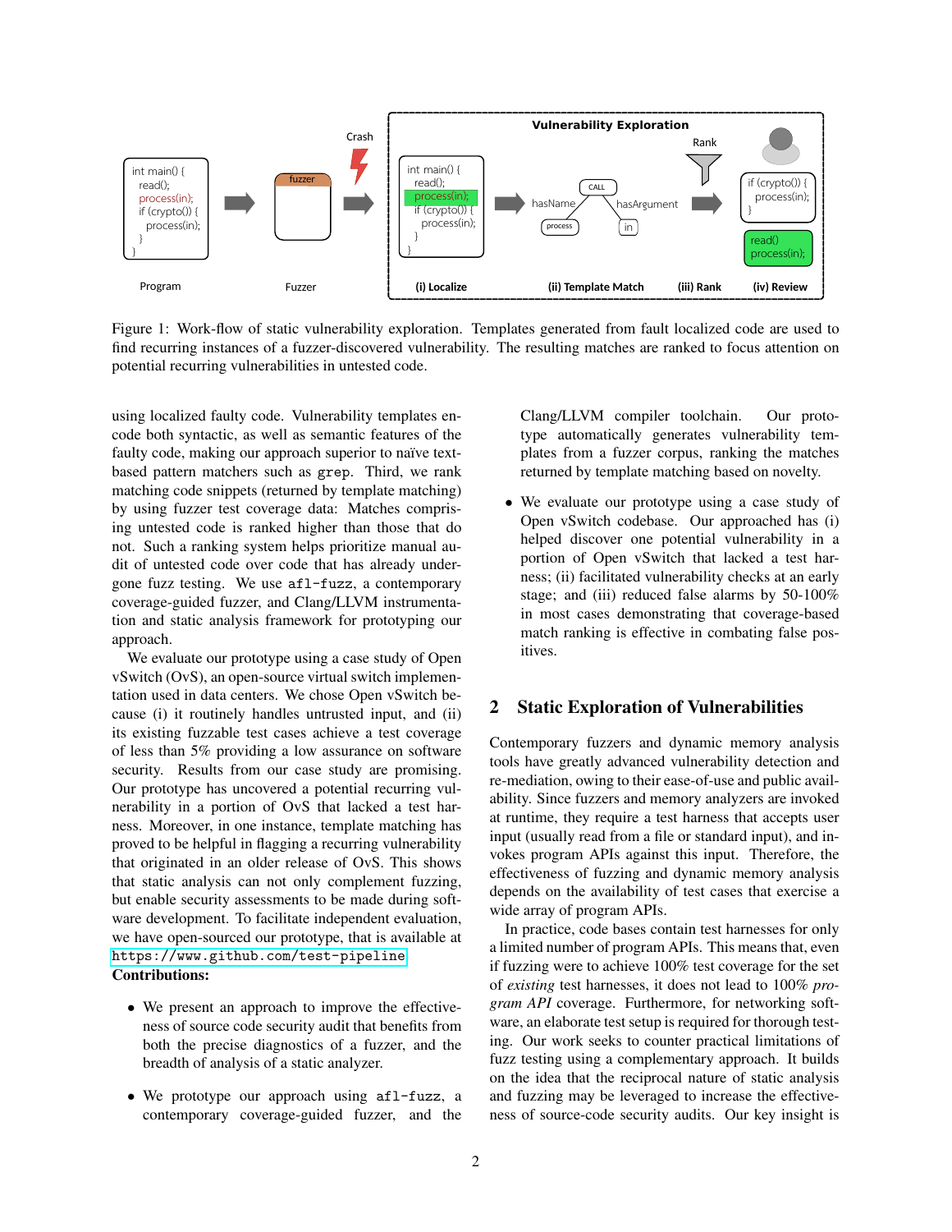Figure 1: Work-flow of static vulnerability exploration. Templates generated from fault localized code are used to find recurring instances of a fuzzer-discovered vulnerability. The resulting matches are ranked to focus attention on potential recurring vulnerabilities in untested code.

using localized faulty code. Vulnerability templates encode both syntactic, as well as semantic features of the faulty code, making our approach superior to naïve text-based pattern matchers such as `grep`. Third, we rank matching code snippets (returned by template matching) by using fuzzer test coverage data: Matches comprising untested code is ranked higher than those that do not. Such a ranking system helps prioritize manual audit of untested code over code that has already undergone fuzz testing. We use `afl-fuzz`, a contemporary coverage-guided fuzzer, and Clang/LLVM instrumentation and static analysis framework for prototyping our approach.

We evaluate our prototype using a case study of Open vSwitch (OvS), an open-source virtual switch implementation used in data centers. We chose Open vSwitch because (i) it routinely handles untrusted input, and (ii) its existing fuzzable test cases achieve a test coverage of less than 5% providing a low assurance on software security. Results from our case study are promising. Our prototype has uncovered a potential recurring vulnerability in a portion of OvS that lacked a test harness. Moreover, in one instance, template matching has proved to be helpful in flagging a recurring vulnerability that originated in an older release of OvS. This shows that static analysis can not only complement fuzzing, but enable security assessments to be made during software development. To facilitate independent evaluation, we have open-sourced our prototype, that is available at https://www.github.com/test-pipeline

**Contributions:**

- We present an approach to improve the effectiveness of source code security audit that benefits from both the precise diagnostics of a fuzzer, and the breadth of analysis of a static analyzer.
- We prototype our approach using `afl-fuzz`, a contemporary coverage-guided fuzzer, and the Clang/LLVM compiler toolchain. Our prototype automatically generates vulnerability templates from a fuzzer corpus, ranking the matches returned by template matching based on novelty.
- We evaluate our prototype using a case study of Open vSwitch codebase. Our approached has (i) helped discover one potential vulnerability in a portion of Open vSwitch that lacked a test harness; (ii) facilitated vulnerability checks at an early stage; and (iii) reduced false alarms by 50-100% in most cases demonstrating that coverage-based match ranking is effective in combating false positives.

## 2 Static Exploration of Vulnerabilities

Contemporary fuzzers and dynamic memory analysis tools have greatly advanced vulnerability detection and re-mediation, owing to their ease-of-use and public availability. Since fuzzers and memory analyzers are invoked at runtime, they require a test harness that accepts user input (usually read from a file or standard input), and invokes program APIs against this input. Therefore, the effectiveness of fuzzing and dynamic memory analysis depends on the availability of test cases that exercise a wide array of program APIs.

In practice, code bases contain test harnesses for only a limited number of program APIs. This means that, even if fuzzing were to achieve 100% test coverage for the set of *existing* test harnesses, it does not lead to 100% *program API* coverage. Furthermore, for networking software, an elaborate test setup is required for thorough testing. Our work seeks to counter practical limitations of fuzz testing using a complementary approach. It builds on the idea that the reciprocal nature of static analysis and fuzzing may be leveraged to increase the effectiveness of source-code security audits. Our key insight is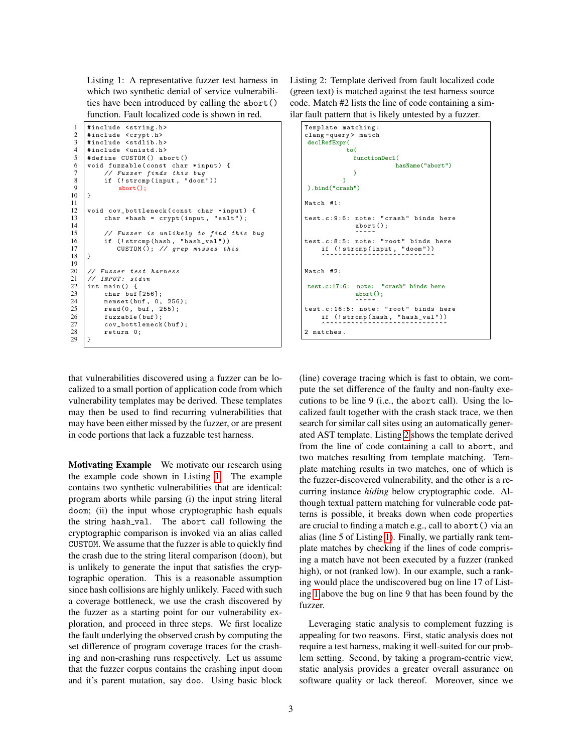Listing 1: A representative fuzzer test harness in which two synthetic denial of service vulnerabilities have been introduced by calling the abort() function. Fault localized code is shown in red.

```
1  #include <string.h>
2  #include <crypt.h>
3  #include <stdlib.h>
4  #include <unistd.h>
5  #define CUSTOM() abort()
6  void fuzzable(const char *input) {
7      // Fuzzer finds this bug
8      if (!strcmp(input, "doom"))
9          abort();
10 }
11
12 void cov_bottleneck(const char *input) {
13     char *hash = crypt(input, "salt");
14
15     // Fuzzer is unlikely to find this bug
16     if (!strcmp(hash, "hash_val"))
17         CUSTOM(); // grep misses this
18 }
19
20 // Fuzzer test harness
21 // INPUT: stdin
22 int main() {
23     char buf[256];
24     memset(buf, 0, 256);
25     read(0, buf, 255);
26     fuzzable(buf);
27     cov_bottleneck(buf);
28     return 0;
29 }
```

Listing 2: Template derived from fault localized code (green text) is matched against the test harness source code. Match #2 lists the line of code containing a similar fault pattern that is likely untested by a fuzzer.

```
Template matching:
clang-query> match
 declRefExpr(
            to(
              functionDecl(
                           hasName("abort")
              )
            )
 ).bind("crash")

Match #1:

test.c:9:6: note: "crash" binds here
               abort();
               ^~~~~
test.c:8:5: note: "root" binds here
     if (!strcmp(input, "doom"))
     ^~~~~~~~~~~~~~~~~~~~~~~~~~~


Match #2:

 test.c:17:6:  note:  "crash" binds here
               abort();
               ^~~~~
test.c:16:5: note: "root" binds here
     if (!strcmp(hash, "hash_val"))
     ^~~~~~~~~~~~~~~~~~~~~~~~~~~~~~

2 matches.
```

that vulnerabilities discovered using a fuzzer can be localized to a small portion of application code from which vulnerability templates may be derived. These templates may then be used to find recurring vulnerabilities that may have been either missed by the fuzzer, or are present in code portions that lack a fuzzable test harness.

**Motivating Example** We motivate our research using the example code shown in Listing 1. The example contains two synthetic vulnerabilities that are identical: program aborts while parsing (i) the input string literal doom; (ii) the input whose cryptographic hash equals the string hash_val. The abort call following the cryptographic comparison is invoked via an alias called CUSTOM. We assume that the fuzzer is able to quickly find the crash due to the string literal comparison (doom), but is unlikely to generate the input that satisfies the cryptographic operation. This is a reasonable assumption since hash collisions are highly unlikely. Faced with such a coverage bottleneck, we use the crash discovered by the fuzzer as a starting point for our vulnerability exploration, and proceed in three steps. We first localize the fault underlying the observed crash by computing the set difference of program coverage traces for the crashing and non-crashing runs respectively. Let us assume that the fuzzer corpus contains the crashing input doom and it's parent mutation, say doo. Using basic block (line) coverage tracing which is fast to obtain, we compute the set difference of the faulty and non-faulty executions to be line 9 (i.e., the abort call). Using the localized fault together with the crash stack trace, we then search for similar call sites using an automatically generated AST template. Listing 2 shows the template derived from the line of code containing a call to abort, and two matches resulting from template matching. Template matching results in two matches, one of which is the fuzzer-discovered vulnerability, and the other is a recurring instance *hiding* below cryptographic code. Although textual pattern matching for vulnerable code patterns is possible, it breaks down when code properties are crucial to finding a match e.g., call to abort() via an alias (line 5 of Listing 1). Finally, we partially rank template matches by checking if the lines of code comprising a match have not been executed by a fuzzer (ranked high), or not (ranked low). In our example, such a ranking would place the undiscovered bug on line 17 of Listing 1 above the bug on line 9 that has been found by the fuzzer.

Leveraging static analysis to complement fuzzing is appealing for two reasons. First, static analysis does not require a test harness, making it well-suited for our problem setting. Second, by taking a program-centric view, static analysis provides a greater overall assurance on software quality or lack thereof. Moreover, since we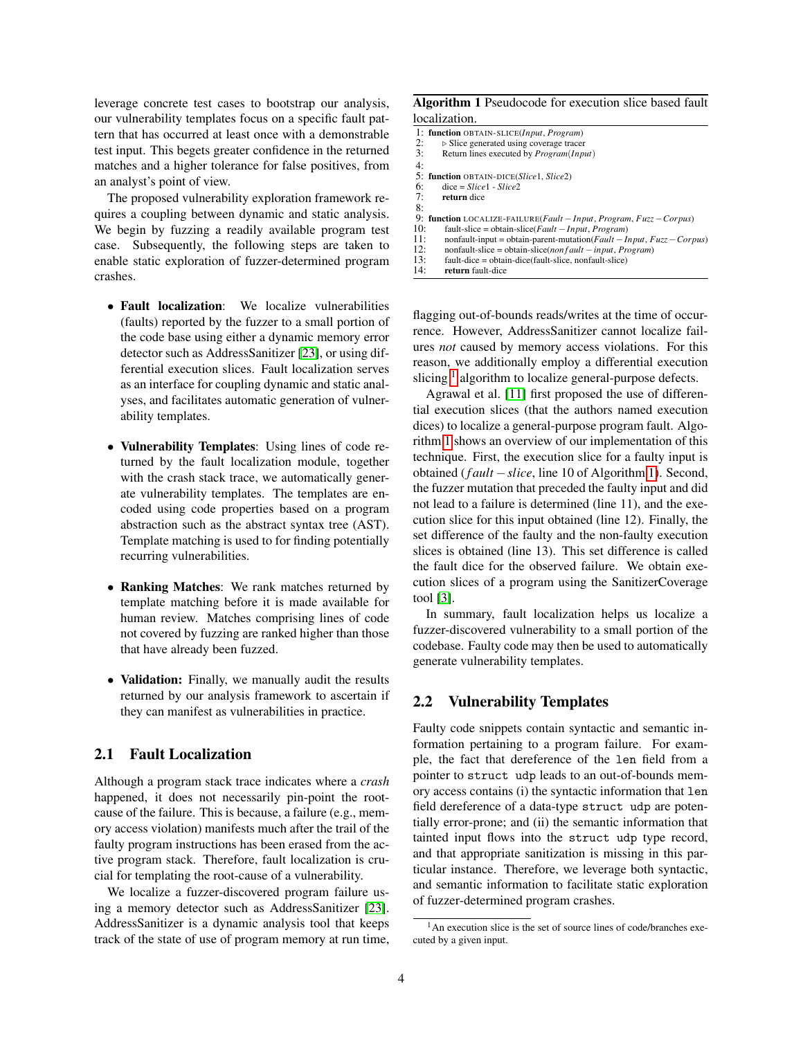leverage concrete test cases to bootstrap our analysis, our vulnerability templates focus on a specific fault pattern that has occurred at least once with a demonstrable test input. This begets greater confidence in the returned matches and a higher tolerance for false positives, from an analyst's point of view.

The proposed vulnerability exploration framework requires a coupling between dynamic and static analysis. We begin by fuzzing a readily available program test case. Subsequently, the following steps are taken to enable static exploration of fuzzer-determined program crashes.

- **Fault localization**: We localize vulnerabilities (faults) reported by the fuzzer to a small portion of the code base using either a dynamic memory error detector such as AddressSanitizer [23], or using differential execution slices. Fault localization serves as an interface for coupling dynamic and static analyses, and facilitates automatic generation of vulnerability templates.

- **Vulnerability Templates**: Using lines of code returned by the fault localization module, together with the crash stack trace, we automatically generate vulnerability templates. The templates are encoded using code properties based on a program abstraction such as the abstract syntax tree (AST). Template matching is used to for finding potentially recurring vulnerabilities.

- **Ranking Matches**: We rank matches returned by template matching before it is made available for human review. Matches comprising lines of code not covered by fuzzing are ranked higher than those that have already been fuzzed.

- **Validation:** Finally, we manually audit the results returned by our analysis framework to ascertain if they can manifest as vulnerabilities in practice.

## 2.1 Fault Localization

Although a program stack trace indicates where a *crash* happened, it does not necessarily pin-point the root-cause of the failure. This is because, a failure (e.g., memory access violation) manifests much after the trail of the faulty program instructions has been erased from the active program stack. Therefore, fault localization is crucial for templating the root-cause of a vulnerability.

We localize a fuzzer-discovered program failure using a memory detector such as AddressSanitizer [23]. AddressSanitizer is a dynamic analysis tool that keeps track of the state of use of program memory at run time, flagging out-of-bounds reads/writes at the time of occurrence. However, AddressSanitizer cannot localize failures *not* caused by memory access violations. For this reason, we additionally employ a differential execution slicing [1] algorithm to localize general-purpose defects.

**Algorithm 1** Pseudocode for execution slice based fault localization.

```
1:  function OBTAIN-SLICE(Input, Program)
2:      ▷ Slice generated using coverage tracer
3:      Return lines executed by Program(Input)
4:
5:  function OBTAIN-DICE(Slice1, Slice2)
6:      dice = Slice1 - Slice2
7:      return dice
8:
9:  function LOCALIZE-FAILURE(Fault−Input, Program, Fuzz−Corpus)
10:     fault-slice = obtain-slice(Fault−Input, Program)
11:     nonfault-input = obtain-parent-mutation(Fault−Input, Fuzz−Corpus)
12:     nonfault-slice = obtain-slice(nonfault−input, Program)
13:     fault-dice = obtain-dice(fault-slice, nonfault-slice)
14:     return fault-dice
```

Agrawal et al. [11] first proposed the use of differential execution slices (that the authors named execution dices) to localize a general-purpose program fault. Algorithm 1 shows an overview of our implementation of this technique. First, the execution slice for a faulty input is obtained ($fault-slice$, line 10 of Algorithm 1). Second, the fuzzer mutation that preceded the faulty input and did not lead to a failure is determined (line 11), and the execution slice for this input obtained (line 12). Finally, the set difference of the faulty and the non-faulty execution slices is obtained (line 13). This set difference is called the fault dice for the observed failure. We obtain execution slices of a program using the SanitizerCoverage tool [3].

In summary, fault localization helps us localize a fuzzer-discovered vulnerability to a small portion of the codebase. Faulty code may then be used to automatically generate vulnerability templates.

## 2.2 Vulnerability Templates

Faulty code snippets contain syntactic and semantic information pertaining to a program failure. For example, the fact that dereference of the `len` field from a pointer to `struct udp` leads to an out-of-bounds memory access contains (i) the syntactic information that `len` field dereference of a data-type `struct udp` are potentially error-prone; and (ii) the semantic information that tainted input flows into the `struct udp` type record, and that appropriate sanitization is missing in this particular instance. Therefore, we leverage both syntactic, and semantic information to facilitate static exploration of fuzzer-determined program crashes.

[1] An execution slice is the set of source lines of code/branches executed by a given input.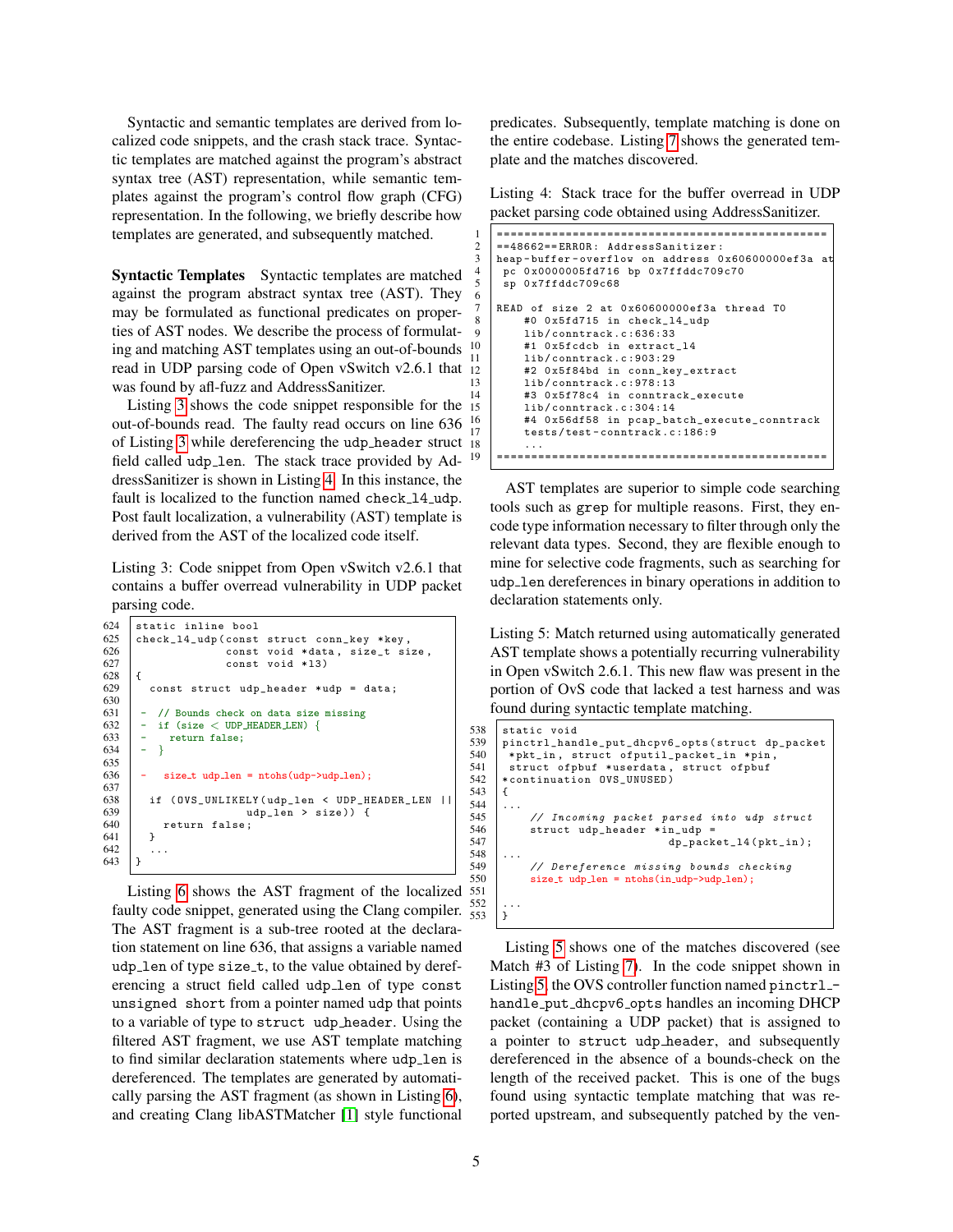Syntactic and semantic templates are derived from localized code snippets, and the crash stack trace. Syntactic templates are matched against the program's abstract syntax tree (AST) representation, while semantic templates against the program's control flow graph (CFG) representation. In the following, we briefly describe how templates are generated, and subsequently matched.

**Syntactic Templates** Syntactic templates are matched against the program abstract syntax tree (AST). They may be formulated as functional predicates on properties of AST nodes. We describe the process of formulating and matching AST templates using an out-of-bounds read in UDP parsing code of Open vSwitch v2.6.1 that was found by afl-fuzz and AddressSanitizer.

Listing 3 shows the code snippet responsible for the out-of-bounds read. The faulty read occurs on line 636 of Listing 3 while dereferencing the `udp_header` struct field called `udp_len`. The stack trace provided by AddressSanitizer is shown in Listing 4. In this instance, the fault is localized to the function named `check_l4_udp`. Post fault localization, a vulnerability (AST) template is derived from the AST of the localized code itself.

Listing 3: Code snippet from Open vSwitch v2.6.1 that contains a buffer overread vulnerability in UDP packet parsing code.

```
624  static inline bool
625  check_l4_udp(const struct conn_key *key,
626               const void *data, size_t size,
627               const void *l3)
628  {
629    const struct udp_header *udp = data;
630
631  -  // Bounds check on data size missing
632  -  if (size < UDP_HEADER_LEN) {
633  -    return false;
634  -  }
635
636  -  size_t udp_len = ntohs(udp->udp_len);
637
638    if (OVS_UNLIKELY(udp_len < UDP_HEADER_LEN ||
639                     udp_len > size)) {
640      return false;
641    }
642    ...
643  }
```

Listing 6 shows the AST fragment of the localized faulty code snippet, generated using the Clang compiler. The AST fragment is a sub-tree rooted at the declaration statement on line 636, that assigns a variable named `udp_len` of type `size_t`, to the value obtained by dereferencing a struct field called `udp_len` of type `const unsigned short` from a pointer named `udp` that points to a variable of type to `struct udp_header`. Using the filtered AST fragment, we use AST template matching to find similar declaration statements where `udp_len` is dereferenced. The templates are generated by automatically parsing the AST fragment (as shown in Listing 6), and creating Clang libASTMatcher [1] style functional predicates. Subsequently, template matching is done on the entire codebase. Listing 7 shows the generated template and the matches discovered.

Listing 4: Stack trace for the buffer overread in UDP packet parsing code obtained using AddressSanitizer.

```
1   =================================================
2   ==48662==ERROR: AddressSanitizer:
3   heap-buffer-overflow on address 0x60600000ef3a at
4    pc 0x0000005fd716 bp 0x7ffddc709c70
5    sp 0x7ffddc709c68
6
7   READ of size 2 at 0x60600000ef3a thread T0
8       #0 0x5fd715 in check_l4_udp
9       lib/conntrack.c:636:33
10      #1 0x5fcdcb in extract_l4
11      lib/conntrack.c:903:29
12      #2 0x5f84bd in conn_key_extract
13      lib/conntrack.c:978:13
14      #3 0x5f78c4 in conntrack_execute
15      lib/conntrack.c:304:14
16      #4 0x56df58 in pcap_batch_execute_conntrack
17      tests/test-conntrack.c:186:9
18      ...
19  =================================================
```

AST templates are superior to simple code searching tools such as `grep` for multiple reasons. First, they encode type information necessary to filter through only the relevant data types. Second, they are flexible enough to mine for selective code fragments, such as searching for `udp_len` dereferences in binary operations in addition to declaration statements only.

Listing 5: Match returned using automatically generated AST template shows a potentially recurring vulnerability in Open vSwitch 2.6.1. This new flaw was present in the portion of OvS code that lacked a test harness and was found during syntactic template matching.

```
538  static void
539  pinctrl_handle_put_dhcpv6_opts(struct dp_packet
540   *pkt_in, struct ofputil_packet_in *pin,
541   struct ofpbuf *userdata, struct ofpbuf
542  *continuation OVS_UNUSED)
543  {
544  ...
545      // Incoming packet parsed into udp struct
546      struct udp_header *in_udp =
547                       dp_packet_l4(pkt_in);
548  ...
549      // Dereference missing bounds checking
550      size_t udp_len = ntohs(in_udp->udp_len);
551
552  ...
553  }
```

Listing 5 shows one of the matches discovered (see Match #3 of Listing 7). In the code snippet shown in Listing 5, the OVS controller function named `pinctrl_handle_put_dhcpv6_opts` handles an incoming DHCP packet (containing a UDP packet) that is assigned to a pointer to `struct udp_header`, and subsequently dereferenced in the absence of a bounds-check on the length of the received packet. This is one of the bugs found using syntactic template matching that was reported upstream, and subsequently patched by the ven-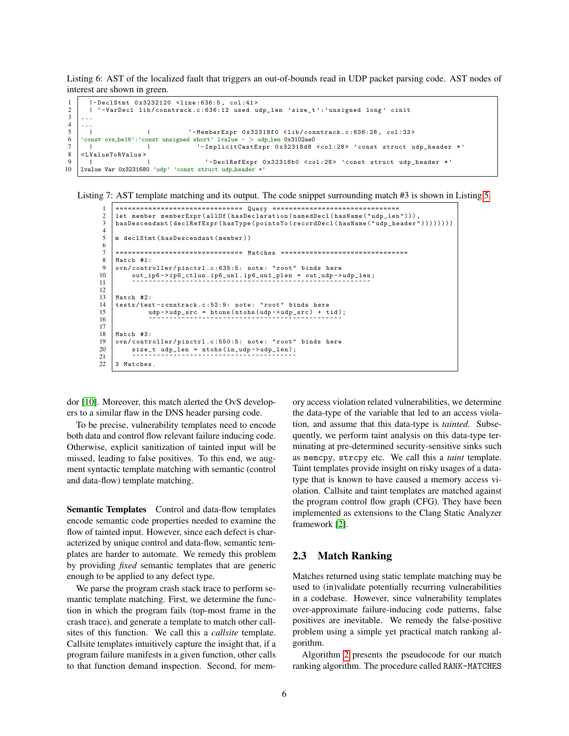Listing 6: AST of the localized fault that triggers an out-of-bounds read in UDP packet parsing code. AST nodes of interest are shown in green.

```
1  |-DeclStmt 0x3232120 <line:636:5, col:41>
2  | `-VarDecl lib/conntrack.c:636:12 used udp_len 'size_t':'unsigned long' cinit
3  ...
4  ...
5  |          |          `-MemberExpr 0x32318f0 <lib/conntrack.c:636:28, col:33>
6  'const ovs_be16':'const unsigned short' lvalue -> udp_len 0x3102ae0
7  |          |            `-ImplicitCastExpr 0x32318d8 <col:28> 'const struct udp_header *'
8  <LValueToRValue>
9  |          |              `-DeclRefExpr 0x32318b0 <col:28> 'const struct udp_header *'
10 lvalue Var 0x3231680 'udp' 'const struct udp_header *'
```

Listing 7: AST template matching and its output. The code snippet surrounding match #3 is shown in Listing 5.

```
1  ================================ Query ================================
2  let member memberExpr(allOf(hasDeclaration(namedDecl(hasName("udp_len"))),
3  hasDescendant(declRefExpr(hasType(pointsTo(recordDecl(hasName("udp_header"))))))))
4
5  m declStmt(hasDescendant(member))
6
7  =============================== Matches ===============================
8  Match #1:
9  ovn/controller/pinctrl.c:635:5: note: "root" binds here
10     out_ip6->ip6_ctlun.ip6_un1.ip6_un1_plen = out_udp->udp_len;
11     ^~~~~~~~~~~~~~~~~~~~~~~~~~~~~~~~~~~~~~~~~~~~~~~~~~~~~~~~~~~~~
12
13 Match #2:
14 tests/test-conntrack.c:52:9: note: "root" binds here
15         udp->udp_src = htons(ntohs(udp->udp_src) + tid);
16         ^~~~~~~~~~~~~~~~~~~~~~~~~~~~~~~~~~~~~~~~~~~~~~~~
17
18 Match #3:
19 ovn/controller/pinctrl.c:550:5: note: "root" binds here
20     size_t udp_len = ntohs(in_udp->udp_len);
21     ^~~~~~~~~~~~~~~~~~~~~~~~~~~~~~~~~~~~~~~~
22 3 Matches.
```

dor [10]. Moreover, this match alerted the OvS developers to a similar flaw in the DNS header parsing code.

To be precise, vulnerability templates need to encode both data and control flow relevant failure inducing code. Otherwise, explicit sanitization of tainted input will be missed, leading to false positives. To this end, we augment syntactic template matching with semantic (control and data-flow) template matching.

**Semantic Templates** Control and data-flow templates encode semantic code properties needed to examine the flow of tainted input. However, since each defect is characterized by unique control and data-flow, semantic templates are harder to automate. We remedy this problem by providing *fixed* semantic templates that are generic enough to be applied to any defect type.

We parse the program crash stack trace to perform semantic template matching. First, we determine the function in which the program fails (top-most frame in the crash trace), and generate a template to match other callsites of this function. We call this a *callsite* template. Callsite templates intuitively capture the insight that, if a program failure manifests in a given function, other calls to that function demand inspection. Second, for memory access violation related vulnerabilities, we determine the data-type of the variable that led to an access violation, and assume that this data-type is *tainted*. Subsequently, we perform taint analysis on this data-type terminating at pre-determined security-sensitive sinks such as memcpy, strcpy etc. We call this a *taint* template. Taint templates provide insight on risky usages of a data-type that is known to have caused a memory access violation. Callsite and taint templates are matched against the program control flow graph (CFG). They have been implemented as extensions to the Clang Static Analyzer framework [2].

## 2.3 Match Ranking

Matches returned using static template matching may be used to (in)validate potentially recurring vulnerabilities in a codebase. However, since vulnerability templates over-approximate failure-inducing code patterns, false positives are inevitable. We remedy the false-positive problem using a simple yet practical match ranking algorithm.

Algorithm 2 presents the pseudocode for our match ranking algorithm. The procedure called RANK-MATCHES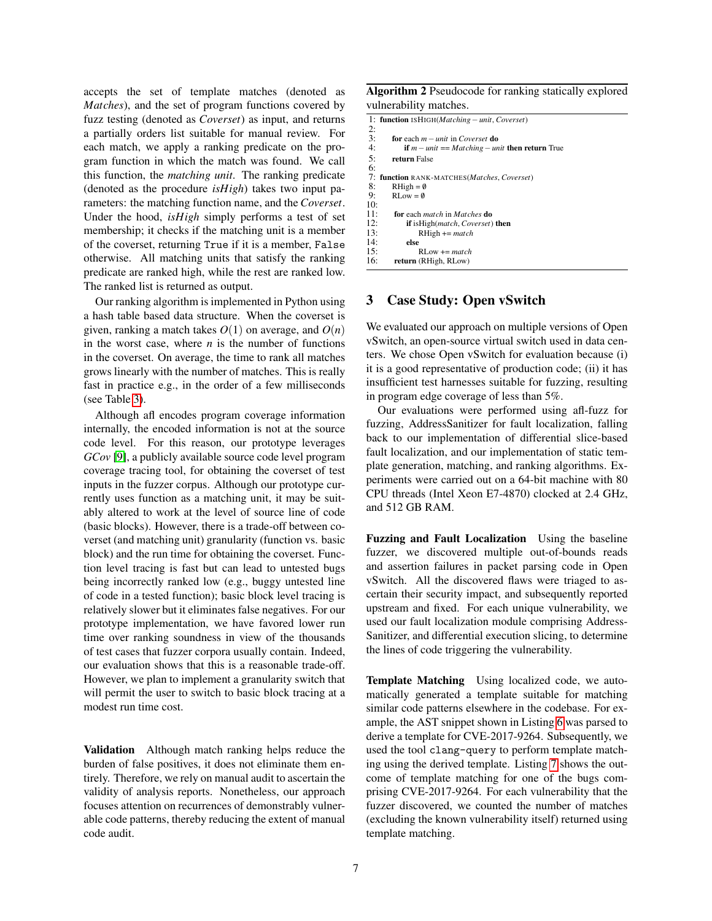accepts the set of template matches (denoted as *Matches*), and the set of program functions covered by fuzz testing (denoted as *Coverset*) as input, and returns a partially orders list suitable for manual review. For each match, we apply a ranking predicate on the program function in which the match was found. We call this function, the *matching unit*. The ranking predicate (denoted as the procedure *isHigh*) takes two input parameters: the matching function name, and the *Coverset*. Under the hood, *isHigh* simply performs a test of set membership; it checks if the matching unit is a member of the coverset, returning `True` if it is a member, `False` otherwise. All matching units that satisfy the ranking predicate are ranked high, while the rest are ranked low. The ranked list is returned as output.

Our ranking algorithm is implemented in Python using a hash table based data structure. When the coverset is given, ranking a match takes $O(1)$ on average, and $O(n)$ in the worst case, where $n$ is the number of functions in the coverset. On average, the time to rank all matches grows linearly with the number of matches. This is really fast in practice e.g., in the order of a few milliseconds (see Table 3).

Although afl encodes program coverage information internally, the encoded information is not at the source code level. For this reason, our prototype leverages *GCov* [9], a publicly available source code level program coverage tracing tool, for obtaining the coverset of test inputs in the fuzzer corpus. Although our prototype currently uses function as a matching unit, it may be suitably altered to work at the level of source line of code (basic blocks). However, there is a trade-off between coverset (and matching unit) granularity (function vs. basic block) and the run time for obtaining the coverset. Function level tracing is fast but can lead to untested bugs being incorrectly ranked low (e.g., buggy untested line of code in a tested function); basic block level tracing is relatively slower but it eliminates false negatives. For our prototype implementation, we have favored lower run time over ranking soundness in view of the thousands of test cases that fuzzer corpora usually contain. Indeed, our evaluation shows that this is a reasonable trade-off. However, we plan to implement a granularity switch that will permit the user to switch to basic block tracing at a modest run time cost.

**Validation** Although match ranking helps reduce the burden of false positives, it does not eliminate them entirely. Therefore, we rely on manual audit to ascertain the validity of analysis reports. Nonetheless, our approach focuses attention on recurrences of demonstrably vulnerable code patterns, thereby reducing the extent of manual code audit.

**Algorithm 2** Pseudocode for ranking statically explored vulnerability matches.

```
1:  function ISHIGH(Matching-unit, Coverset)
2:
3:      for each m-unit in Coverset do
4:          if m-unit == Matching-unit then return True
5:      return False
6:
7:  function RANK-MATCHES(Matches, Coverset)
8:      RHigh = ∅
9:      RLow = ∅
10:
11:     for each match in Matches do
12:         if isHigh(match, Coverset) then
13:             RHigh += match
14:         else
15:             RLow += match
16:     return (RHigh, RLow)
```

## 3 Case Study: Open vSwitch

We evaluated our approach on multiple versions of Open vSwitch, an open-source virtual switch used in data centers. We chose Open vSwitch for evaluation because (i) it is a good representative of production code; (ii) it has insufficient test harnesses suitable for fuzzing, resulting in program edge coverage of less than 5%.

Our evaluations were performed using afl-fuzz for fuzzing, AddressSanitizer for fault localization, falling back to our implementation of differential slice-based fault localization, and our implementation of static template generation, matching, and ranking algorithms. Experiments were carried out on a 64-bit machine with 80 CPU threads (Intel Xeon E7-4870) clocked at 2.4 GHz, and 512 GB RAM.

**Fuzzing and Fault Localization** Using the baseline fuzzer, we discovered multiple out-of-bounds reads and assertion failures in packet parsing code in Open vSwitch. All the discovered flaws were triaged to ascertain their security impact, and subsequently reported upstream and fixed. For each unique vulnerability, we used our fault localization module comprising AddressSanitizer, and differential execution slicing, to determine the lines of code triggering the vulnerability.

**Template Matching** Using localized code, we automatically generated a template suitable for matching similar code patterns elsewhere in the codebase. For example, the AST snippet shown in Listing 6 was parsed to derive a template for CVE-2017-9264. Subsequently, we used the tool `clang-query` to perform template matching using the derived template. Listing 7 shows the outcome of template matching for one of the bugs comprising CVE-2017-9264. For each vulnerability that the fuzzer discovered, we counted the number of matches (excluding the known vulnerability itself) returned using template matching.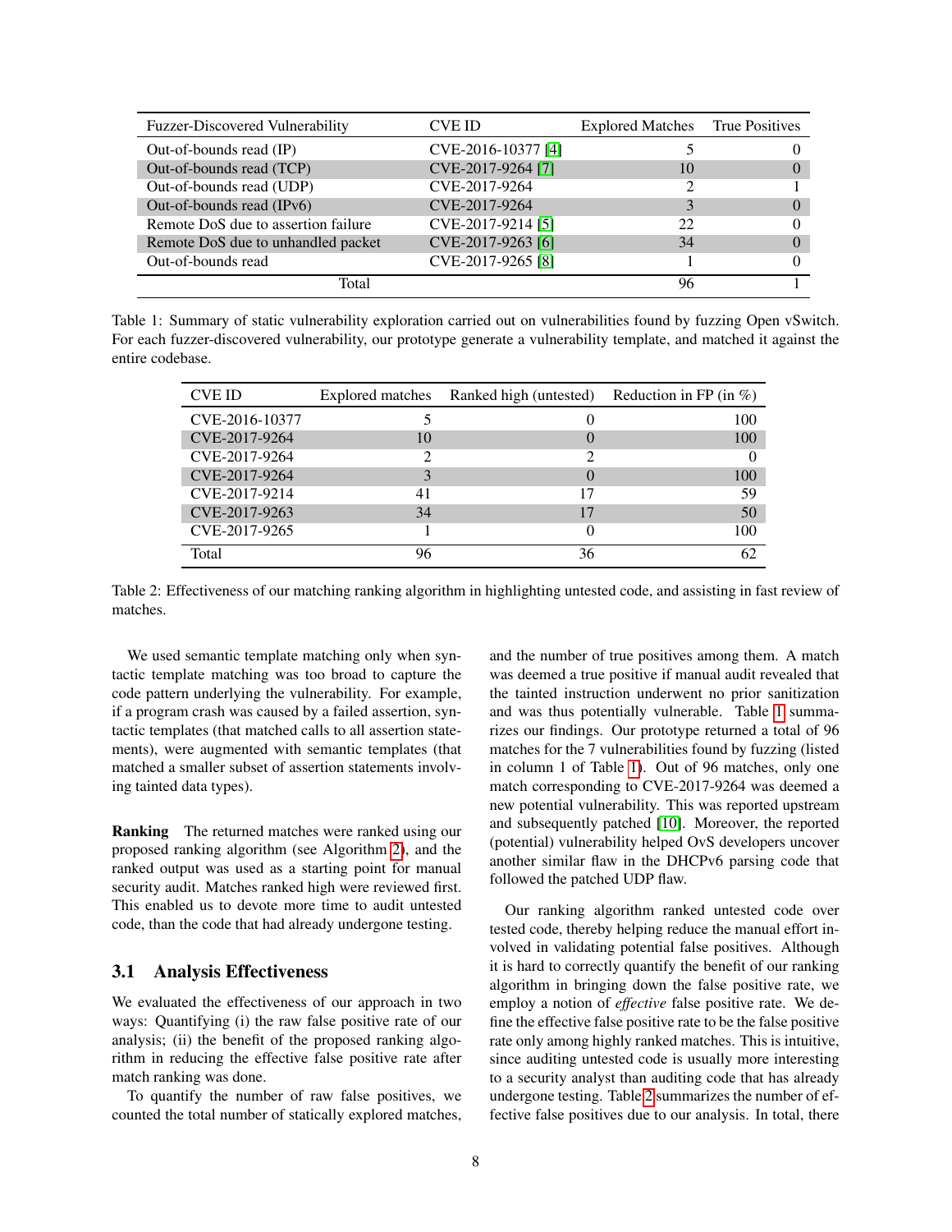| Fuzzer-Discovered Vulnerability | CVE ID | Explored Matches | True Positives |
|---|---|---|---|
| Out-of-bounds read (IP) | CVE-2016-10377 [4] | 5 | 0 |
| Out-of-bounds read (TCP) | CVE-2017-9264 [7] | 10 | 0 |
| Out-of-bounds read (UDP) | CVE-2017-9264 | 2 | 1 |
| Out-of-bounds read (IPv6) | CVE-2017-9264 | 3 | 0 |
| Remote DoS due to assertion failure | CVE-2017-9214 [5] | 22 | 0 |
| Remote DoS due to unhandled packet | CVE-2017-9263 [6] | 34 | 0 |
| Out-of-bounds read | CVE-2017-9265 [8] | 1 | 0 |
| Total | | 96 | 1 |

Table 1: Summary of static vulnerability exploration carried out on vulnerabilities found by fuzzing Open vSwitch. For each fuzzer-discovered vulnerability, our prototype generate a vulnerability template, and matched it against the entire codebase.

| CVE ID | Explored matches | Ranked high (untested) | Reduction in FP (in %) |
|---|---|---|---|
| CVE-2016-10377 | 5 | 0 | 100 |
| CVE-2017-9264 | 10 | 0 | 100 |
| CVE-2017-9264 | 2 | 2 | 0 |
| CVE-2017-9264 | 3 | 0 | 100 |
| CVE-2017-9214 | 41 | 17 | 59 |
| CVE-2017-9263 | 34 | 17 | 50 |
| CVE-2017-9265 | 1 | 0 | 100 |
| Total | 96 | 36 | 62 |

Table 2: Effectiveness of our matching ranking algorithm in highlighting untested code, and assisting in fast review of matches.

We used semantic template matching only when syntactic template matching was too broad to capture the code pattern underlying the vulnerability. For example, if a program crash was caused by a failed assertion, syntactic templates (that matched calls to all assertion statements), were augmented with semantic templates (that matched a smaller subset of assertion statements involving tainted data types).

**Ranking** The returned matches were ranked using our proposed ranking algorithm (see Algorithm 2), and the ranked output was used as a starting point for manual security audit. Matches ranked high were reviewed first. This enabled us to devote more time to audit untested code, than the code that had already undergone testing.

## 3.1 Analysis Effectiveness

We evaluated the effectiveness of our approach in two ways: Quantifying (i) the raw false positive rate of our analysis; (ii) the benefit of the proposed ranking algorithm in reducing the effective false positive rate after match ranking was done.

To quantify the number of raw false positives, we counted the total number of statically explored matches, and the number of true positives among them. A match was deemed a true positive if manual audit revealed that the tainted instruction underwent no prior sanitization and was thus potentially vulnerable. Table 1 summarizes our findings. Our prototype returned a total of 96 matches for the 7 vulnerabilities found by fuzzing (listed in column 1 of Table 1). Out of 96 matches, only one match corresponding to CVE-2017-9264 was deemed a new potential vulnerability. This was reported upstream and subsequently patched [10]. Moreover, the reported (potential) vulnerability helped OvS developers uncover another similar flaw in the DHCPv6 parsing code that followed the patched UDP flaw.

Our ranking algorithm ranked untested code over tested code, thereby helping reduce the manual effort involved in validating potential false positives. Although it is hard to correctly quantify the benefit of our ranking algorithm in bringing down the false positive rate, we employ a notion of *effective* false positive rate. We define the effective false positive rate to be the false positive rate only among highly ranked matches. This is intuitive, since auditing untested code is usually more interesting to a security analyst than auditing code that has already undergone testing. Table 2 summarizes the number of effective false positives due to our analysis. In total, there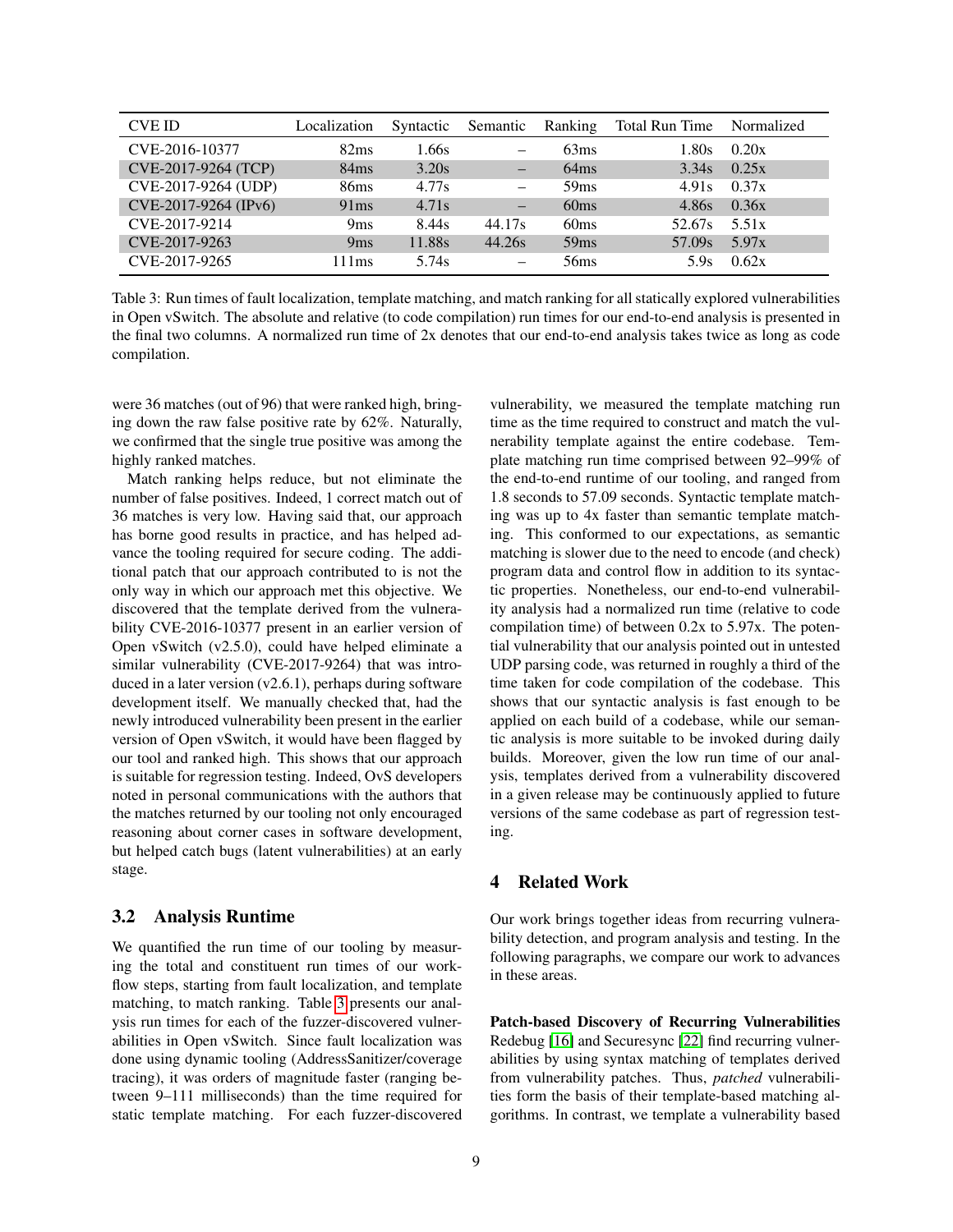| CVE ID | Localization | Syntactic | Semantic | Ranking | Total Run Time | Normalized |
|---|---|---|---|---|---|---|
| CVE-2016-10377 | 82ms | 1.66s | – | 63ms | 1.80s | 0.20x |
| CVE-2017-9264 (TCP) | 84ms | 3.20s | – | 64ms | 3.34s | 0.25x |
| CVE-2017-9264 (UDP) | 86ms | 4.77s | – | 59ms | 4.91s | 0.37x |
| CVE-2017-9264 (IPv6) | 91ms | 4.71s | – | 60ms | 4.86s | 0.36x |
| CVE-2017-9214 | 9ms | 8.44s | 44.17s | 60ms | 52.67s | 5.51x |
| CVE-2017-9263 | 9ms | 11.88s | 44.26s | 59ms | 57.09s | 5.97x |
| CVE-2017-9265 | 111ms | 5.74s | – | 56ms | 5.9s | 0.62x |

Table 3: Run times of fault localization, template matching, and match ranking for all statically explored vulnerabilities in Open vSwitch. The absolute and relative (to code compilation) run times for our end-to-end analysis is presented in the final two columns. A normalized run time of 2x denotes that our end-to-end analysis takes twice as long as code compilation.

were 36 matches (out of 96) that were ranked high, bringing down the raw false positive rate by 62%. Naturally, we confirmed that the single true positive was among the highly ranked matches.

Match ranking helps reduce, but not eliminate the number of false positives. Indeed, 1 correct match out of 36 matches is very low. Having said that, our approach has borne good results in practice, and has helped advance the tooling required for secure coding. The additional patch that our approach contributed to is not the only way in which our approach met this objective. We discovered that the template derived from the vulnerability CVE-2016-10377 present in an earlier version of Open vSwitch (v2.5.0), could have helped eliminate a similar vulnerability (CVE-2017-9264) that was introduced in a later version (v2.6.1), perhaps during software development itself. We manually checked that, had the newly introduced vulnerability been present in the earlier version of Open vSwitch, it would have been flagged by our tool and ranked high. This shows that our approach is suitable for regression testing. Indeed, OvS developers noted in personal communications with the authors that the matches returned by our tooling not only encouraged reasoning about corner cases in software development, but helped catch bugs (latent vulnerabilities) at an early stage.

## 3.2 Analysis Runtime

We quantified the run time of our tooling by measuring the total and constituent run times of our workflow steps, starting from fault localization, and template matching, to match ranking. Table 3 presents our analysis run times for each of the fuzzer-discovered vulnerabilities in Open vSwitch. Since fault localization was done using dynamic tooling (AddressSanitizer/coverage tracing), it was orders of magnitude faster (ranging between 9–111 milliseconds) than the time required for static template matching. For each fuzzer-discovered vulnerability, we measured the template matching run time as the time required to construct and match the vulnerability template against the entire codebase. Template matching run time comprised between 92–99% of the end-to-end runtime of our tooling, and ranged from 1.8 seconds to 57.09 seconds. Syntactic template matching was up to 4x faster than semantic template matching. This conformed to our expectations, as semantic matching is slower due to the need to encode (and check) program data and control flow in addition to its syntactic properties. Nonetheless, our end-to-end vulnerability analysis had a normalized run time (relative to code compilation time) of between 0.2x to 5.97x. The potential vulnerability that our analysis pointed out in untested UDP parsing code, was returned in roughly a third of the time taken for code compilation of the codebase. This shows that our syntactic analysis is fast enough to be applied on each build of a codebase, while our semantic analysis is more suitable to be invoked during daily builds. Moreover, given the low run time of our analysis, templates derived from a vulnerability discovered in a given release may be continuously applied to future versions of the same codebase as part of regression testing.

# 4 Related Work

Our work brings together ideas from recurring vulnerability detection, and program analysis and testing. In the following paragraphs, we compare our work to advances in these areas.

**Patch-based Discovery of Recurring Vulnerabilities** Redebug [16] and Securesync [22] find recurring vulnerabilities by using syntax matching of templates derived from vulnerability patches. Thus, *patched* vulnerabilities form the basis of their template-based matching algorithms. In contrast, we template a vulnerability based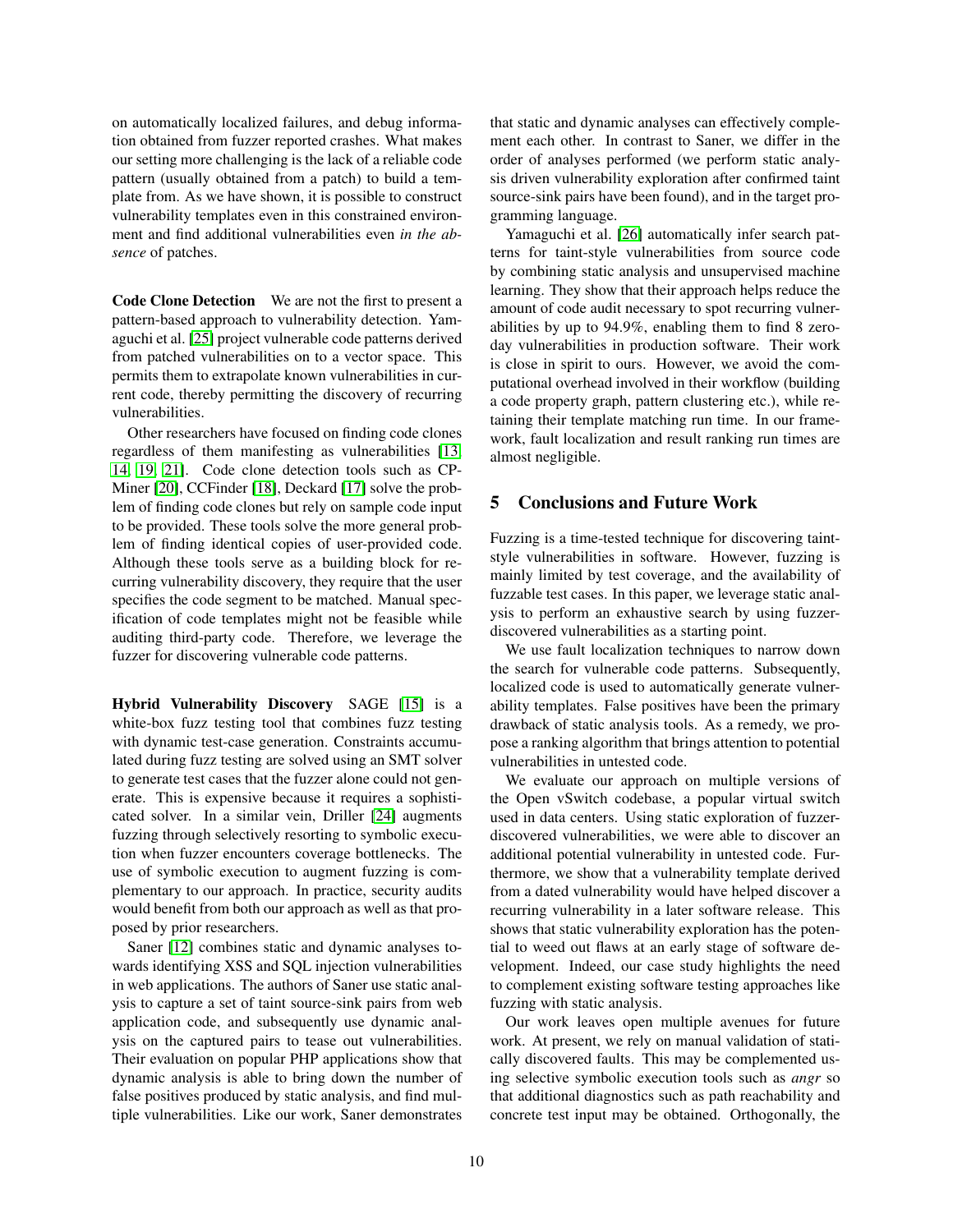on automatically localized failures, and debug information obtained from fuzzer reported crashes. What makes our setting more challenging is the lack of a reliable code pattern (usually obtained from a patch) to build a template from. As we have shown, it is possible to construct vulnerability templates even in this constrained environment and find additional vulnerabilities even *in the absence* of patches.

**Code Clone Detection** We are not the first to present a pattern-based approach to vulnerability detection. Yamaguchi et al. [25] project vulnerable code patterns derived from patched vulnerabilities on to a vector space. This permits them to extrapolate known vulnerabilities in current code, thereby permitting the discovery of recurring vulnerabilities.

Other researchers have focused on finding code clones regardless of them manifesting as vulnerabilities [13, 14, 19, 21]. Code clone detection tools such as CP-Miner [20], CCFinder [18], Deckard [17] solve the problem of finding code clones but rely on sample code input to be provided. These tools solve the more general problem of finding identical copies of user-provided code. Although these tools serve as a building block for recurring vulnerability discovery, they require that the user specifies the code segment to be matched. Manual specification of code templates might not be feasible while auditing third-party code. Therefore, we leverage the fuzzer for discovering vulnerable code patterns.

**Hybrid Vulnerability Discovery** SAGE [15] is a white-box fuzz testing tool that combines fuzz testing with dynamic test-case generation. Constraints accumulated during fuzz testing are solved using an SMT solver to generate test cases that the fuzzer alone could not generate. This is expensive because it requires a sophisticated solver. In a similar vein, Driller [24] augments fuzzing through selectively resorting to symbolic execution when fuzzer encounters coverage bottlenecks. The use of symbolic execution to augment fuzzing is complementary to our approach. In practice, security audits would benefit from both our approach as well as that proposed by prior researchers.

Saner [12] combines static and dynamic analyses towards identifying XSS and SQL injection vulnerabilities in web applications. The authors of Saner use static analysis to capture a set of taint source-sink pairs from web application code, and subsequently use dynamic analysis on the captured pairs to tease out vulnerabilities. Their evaluation on popular PHP applications show that dynamic analysis is able to bring down the number of false positives produced by static analysis, and find multiple vulnerabilities. Like our work, Saner demonstrates that static and dynamic analyses can effectively complement each other. In contrast to Saner, we differ in the order of analyses performed (we perform static analysis driven vulnerability exploration after confirmed taint source-sink pairs have been found), and in the target programming language.

Yamaguchi et al. [26] automatically infer search patterns for taint-style vulnerabilities from source code by combining static analysis and unsupervised machine learning. They show that their approach helps reduce the amount of code audit necessary to spot recurring vulnerabilities by up to 94.9%, enabling them to find 8 zero-day vulnerabilities in production software. Their work is close in spirit to ours. However, we avoid the computational overhead involved in their workflow (building a code property graph, pattern clustering etc.), while retaining their template matching run time. In our framework, fault localization and result ranking run times are almost negligible.

## 5 Conclusions and Future Work

Fuzzing is a time-tested technique for discovering taint-style vulnerabilities in software. However, fuzzing is mainly limited by test coverage, and the availability of fuzzable test cases. In this paper, we leverage static analysis to perform an exhaustive search by using fuzzer-discovered vulnerabilities as a starting point.

We use fault localization techniques to narrow down the search for vulnerable code patterns. Subsequently, localized code is used to automatically generate vulnerability templates. False positives have been the primary drawback of static analysis tools. As a remedy, we propose a ranking algorithm that brings attention to potential vulnerabilities in untested code.

We evaluate our approach on multiple versions of the Open vSwitch codebase, a popular virtual switch used in data centers. Using static exploration of fuzzer-discovered vulnerabilities, we were able to discover an additional potential vulnerability in untested code. Furthermore, we show that a vulnerability template derived from a dated vulnerability would have helped discover a recurring vulnerability in a later software release. This shows that static vulnerability exploration has the potential to weed out flaws at an early stage of software development. Indeed, our case study highlights the need to complement existing software testing approaches like fuzzing with static analysis.

Our work leaves open multiple avenues for future work. At present, we rely on manual validation of statically discovered faults. This may be complemented using selective symbolic execution tools such as *angr* so that additional diagnostics such as path reachability and concrete test input may be obtained. Orthogonally, the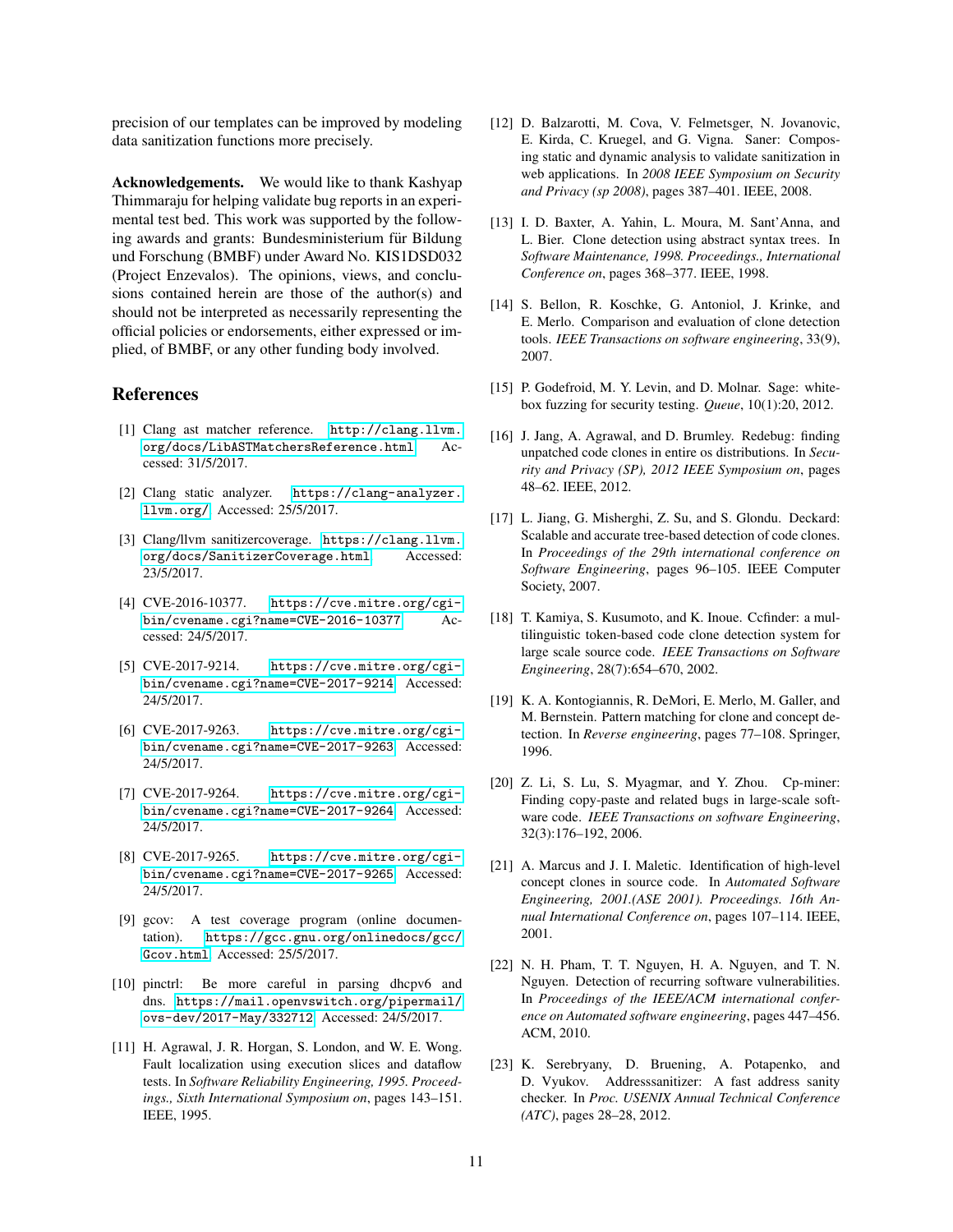precision of our templates can be improved by modeling data sanitization functions more precisely.

**Acknowledgements.** We would like to thank Kashyap Thimmaraju for helping validate bug reports in an experimental test bed. This work was supported by the following awards and grants: Bundesministerium für Bildung und Forschung (BMBF) under Award No. KIS1DSD032 (Project Enzevalos). The opinions, views, and conclusions contained herein are those of the author(s) and should not be interpreted as necessarily representing the official policies or endorsements, either expressed or implied, of BMBF, or any other funding body involved.

## References

[1] Clang ast matcher reference. http://clang.llvm.org/docs/LibASTMatchersReference.html Accessed: 31/5/2017.

[2] Clang static analyzer. https://clang-analyzer.llvm.org/ Accessed: 25/5/2017.

[3] Clang/llvm sanitizercoverage. https://clang.llvm.org/docs/SanitizerCoverage.html Accessed: 23/5/2017.

[4] CVE-2016-10377. https://cve.mitre.org/cgi-bin/cvename.cgi?name=CVE-2016-10377 Accessed: 24/5/2017.

[5] CVE-2017-9214. https://cve.mitre.org/cgi-bin/cvename.cgi?name=CVE-2017-9214 Accessed: 24/5/2017.

[6] CVE-2017-9263. https://cve.mitre.org/cgi-bin/cvename.cgi?name=CVE-2017-9263 Accessed: 24/5/2017.

[7] CVE-2017-9264. https://cve.mitre.org/cgi-bin/cvename.cgi?name=CVE-2017-9264 Accessed: 24/5/2017.

[8] CVE-2017-9265. https://cve.mitre.org/cgi-bin/cvename.cgi?name=CVE-2017-9265 Accessed: 24/5/2017.

[9] gcov: A test coverage program (online documentation). https://gcc.gnu.org/onlinedocs/gcc/Gcov.html Accessed: 25/5/2017.

[10] pinctrl: Be more careful in parsing dhcpv6 and dns. https://mail.openvswitch.org/pipermail/ovs-dev/2017-May/332712 Accessed: 24/5/2017.

[11] H. Agrawal, J. R. Horgan, S. London, and W. E. Wong. Fault localization using execution slices and dataflow tests. In *Software Reliability Engineering, 1995. Proceedings., Sixth International Symposium on*, pages 143–151. IEEE, 1995.

[12] D. Balzarotti, M. Cova, V. Felmetsger, N. Jovanovic, E. Kirda, C. Kruegel, and G. Vigna. Saner: Composing static and dynamic analysis to validate sanitization in web applications. In *2008 IEEE Symposium on Security and Privacy (sp 2008)*, pages 387–401. IEEE, 2008.

[13] I. D. Baxter, A. Yahin, L. Moura, M. Sant'Anna, and L. Bier. Clone detection using abstract syntax trees. In *Software Maintenance, 1998. Proceedings., International Conference on*, pages 368–377. IEEE, 1998.

[14] S. Bellon, R. Koschke, G. Antoniol, J. Krinke, and E. Merlo. Comparison and evaluation of clone detection tools. *IEEE Transactions on software engineering*, 33(9), 2007.

[15] P. Godefroid, M. Y. Levin, and D. Molnar. Sage: whitebox fuzzing for security testing. *Queue*, 10(1):20, 2012.

[16] J. Jang, A. Agrawal, and D. Brumley. Redebug: finding unpatched code clones in entire os distributions. In *Security and Privacy (SP), 2012 IEEE Symposium on*, pages 48–62. IEEE, 2012.

[17] L. Jiang, G. Misherghi, Z. Su, and S. Glondu. Deckard: Scalable and accurate tree-based detection of code clones. In *Proceedings of the 29th international conference on Software Engineering*, pages 96–105. IEEE Computer Society, 2007.

[18] T. Kamiya, S. Kusumoto, and K. Inoue. Ccfinder: a multilinguistic token-based code clone detection system for large scale source code. *IEEE Transactions on Software Engineering*, 28(7):654–670, 2002.

[19] K. A. Kontogiannis, R. DeMori, E. Merlo, M. Galler, and M. Bernstein. Pattern matching for clone and concept detection. In *Reverse engineering*, pages 77–108. Springer, 1996.

[20] Z. Li, S. Lu, S. Myagmar, and Y. Zhou. Cp-miner: Finding copy-paste and related bugs in large-scale software code. *IEEE Transactions on software Engineering*, 32(3):176–192, 2006.

[21] A. Marcus and J. I. Maletic. Identification of high-level concept clones in source code. In *Automated Software Engineering, 2001.(ASE 2001). Proceedings. 16th Annual International Conference on*, pages 107–114. IEEE, 2001.

[22] N. H. Pham, T. T. Nguyen, H. A. Nguyen, and T. N. Nguyen. Detection of recurring software vulnerabilities. In *Proceedings of the IEEE/ACM international conference on Automated software engineering*, pages 447–456. ACM, 2010.

[23] K. Serebryany, D. Bruening, A. Potapenko, and D. Vyukov. Addresssanitizer: A fast address sanity checker. In *Proc. USENIX Annual Technical Conference (ATC)*, pages 28–28, 2012.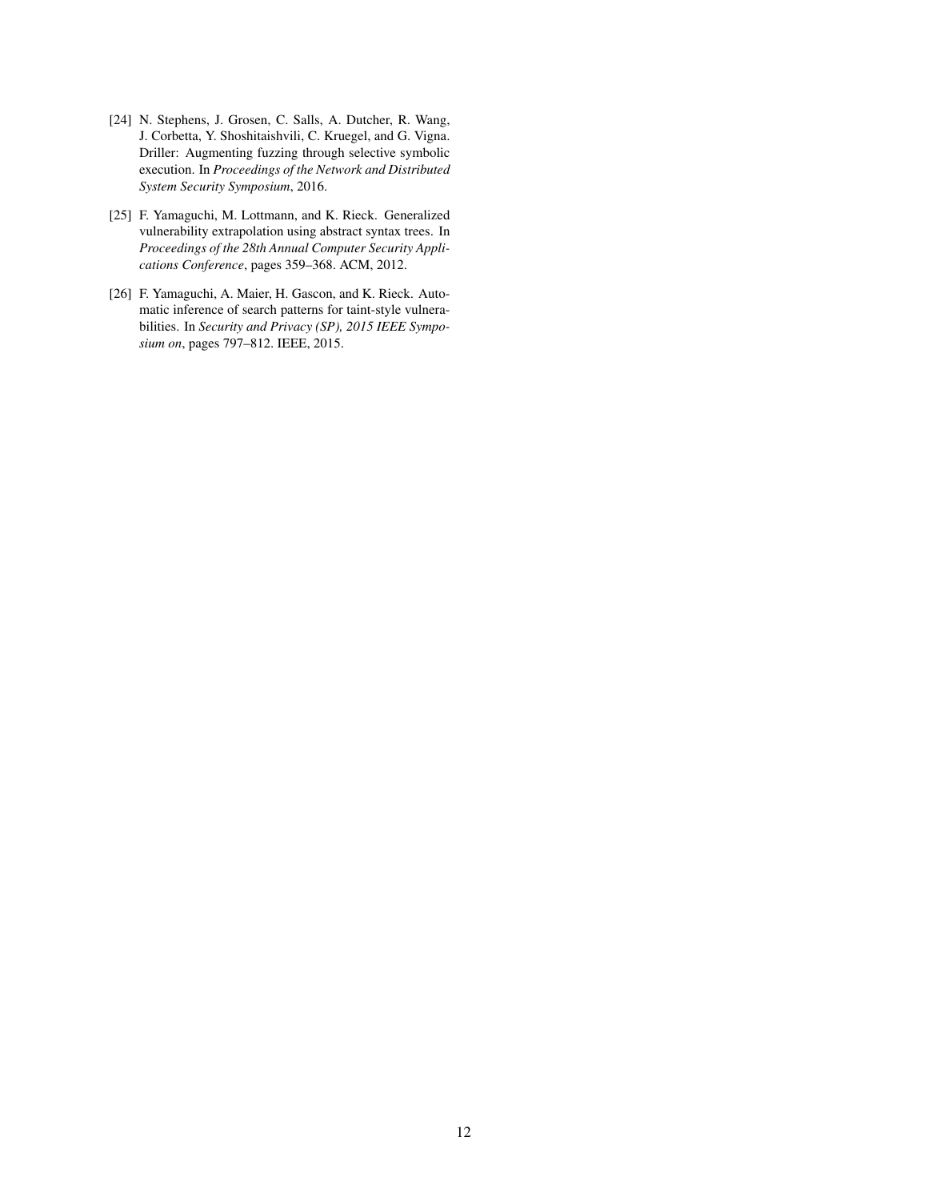[24] N. Stephens, J. Grosen, C. Salls, A. Dutcher, R. Wang, J. Corbetta, Y. Shoshitaishvili, C. Kruegel, and G. Vigna. Driller: Augmenting fuzzing through selective symbolic execution. In *Proceedings of the Network and Distributed System Security Symposium*, 2016.

[25] F. Yamaguchi, M. Lottmann, and K. Rieck. Generalized vulnerability extrapolation using abstract syntax trees. In *Proceedings of the 28th Annual Computer Security Applications Conference*, pages 359–368. ACM, 2012.

[26] F. Yamaguchi, A. Maier, H. Gascon, and K. Rieck. Automatic inference of search patterns for taint-style vulnerabilities. In *Security and Privacy (SP), 2015 IEEE Symposium on*, pages 797–812. IEEE, 2015.